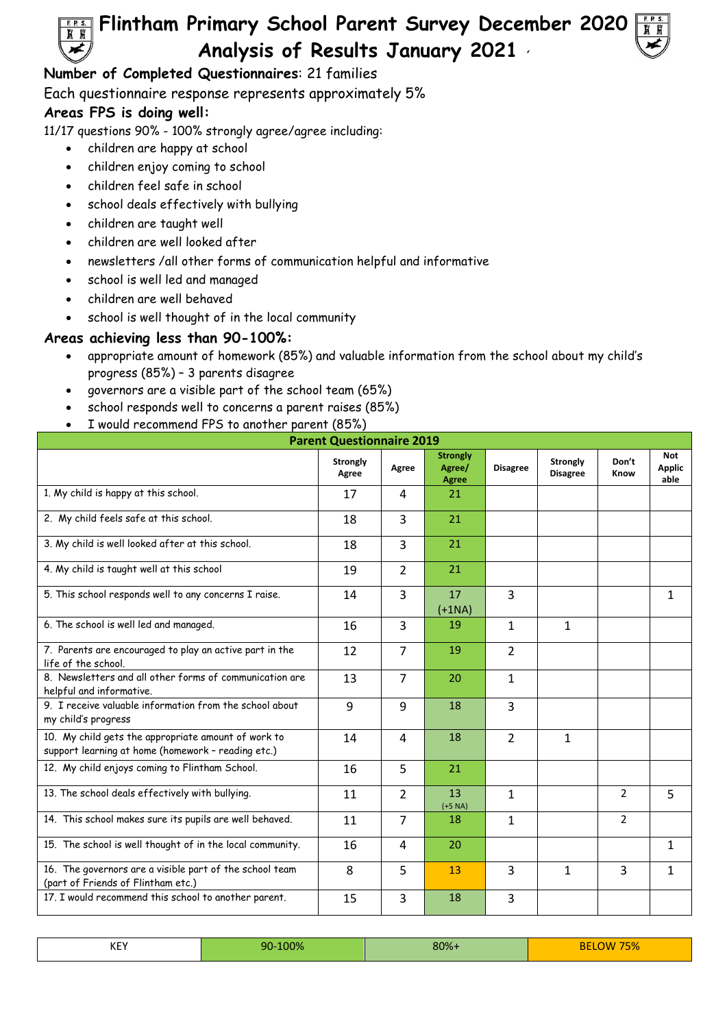# Flintham Primary School Parent Survey December 2020

## Analysis of Results January 2021

**Number of Completed Questionnaires**: 21 families

Each questionnaire response represents approximately 5%

### Areas FPS is doing well:

11/17 questions 90% - 100% strongly agree/agree including:

- children are happy at school
- children enjoy coming to school
- children feel safe in school
- school deals effectively with bullying
- children are taught well
- children are well looked after
- newsletters /all other forms of communication helpful and informative
- school is well led and managed
- children are well behaved
- school is well thought of in the local community

### Areas achieving less than 90-100%:

- appropriate amount of homework (85%) and valuable information from the school about my child's progress (85%) – 3 parents disagree
- governors are a visible part of the school team (65%)
- school responds well to concerns a parent raises (85%)
- I would recommend FPS to another parent (85%)

| Parent Questionnaire 2019 | | | | | | | |
|---|---|---|---|---|---|---|---|
| | Strongly Agree | Agree | Strongly Agree/ Agree | Disagree | Strongly Disagree | Don't Know | Not Applicable |
| 1. My child is happy at this school. | 17 | 4 | 21 | | | | |
| 2. My child feels safe at this school. | 18 | 3 | 21 | | | | |
| 3. My child is well looked after at this school. | 18 | 3 | 21 | | | | |
| 4. My child is taught well at this school | 19 | 2 | 21 | | | | |
| 5. This school responds well to any concerns I raise. | 14 | 3 | 17 (+1NA) | 3 | | | 1 |
| 6. The school is well led and managed. | 16 | 3 | 19 | 1 | 1 | | |
| 7. Parents are encouraged to play an active part in the life of the school. | 12 | 7 | 19 | 2 | | | |
| 8. Newsletters and all other forms of communication are helpful and informative. | 13 | 7 | 20 | 1 | | | |
| 9. I receive valuable information from the school about my child's progress | 9 | 9 | 18 | 3 | | | |
| 10. My child gets the appropriate amount of work to support learning at home (homework – reading etc.) | 14 | 4 | 18 | 2 | 1 | | |
| 12. My child enjoys coming to Flintham School. | 16 | 5 | 21 | | | | |
| 13. The school deals effectively with bullying. | 11 | 2 | 13 (+5 NA) | 1 | | 2 | 5 |
| 14. This school makes sure its pupils are well behaved. | 11 | 7 | 18 | 1 | | 2 | |
| 15. The school is well thought of in the local community. | 16 | 4 | 20 | | | | 1 |
| 16. The governors are a visible part of the school team (part of Friends of Flintham etc.) | 8 | 5 | 13 | 3 | 1 | 3 | 1 |
| 17. I would recommend this school to another parent. | 15 | 3 | 18 | 3 | | | |

| KEY | 90-100% | 80%+ | BELOW 75% |
|---|---|---|---|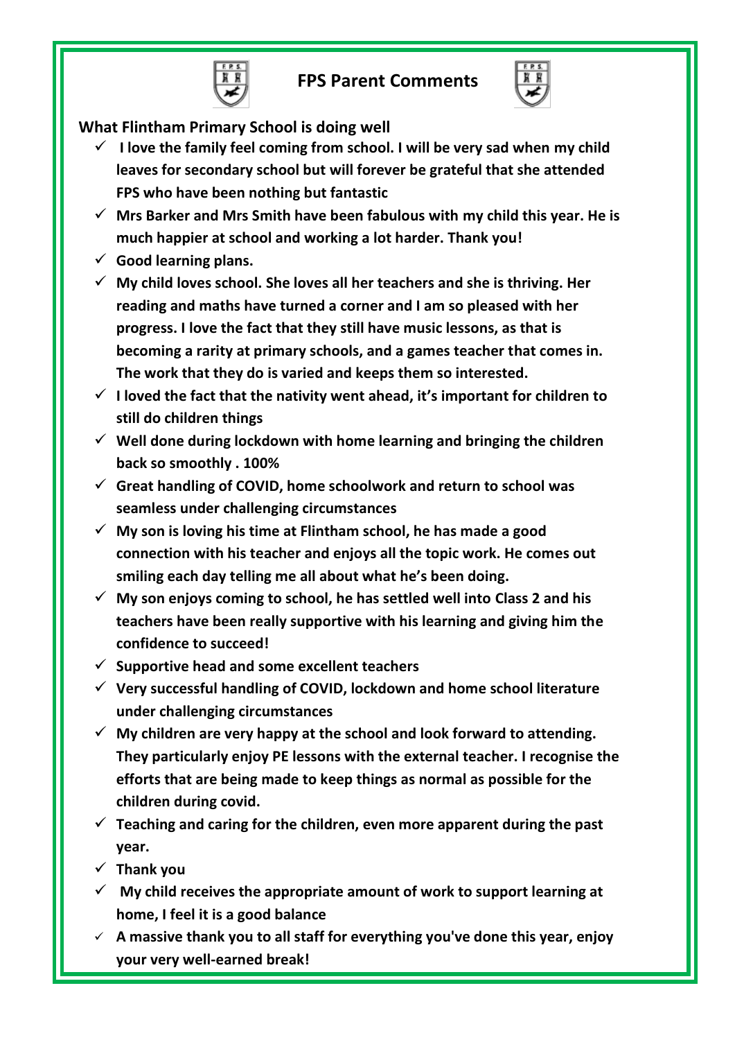# FPS Parent Comments

## What Flintham Primary School is doing well

- ✓ **I love the family feel coming from school. I will be very sad when my child leaves for secondary school but will forever be grateful that she attended FPS who have been nothing but fantastic**
- ✓ **Mrs Barker and Mrs Smith have been fabulous with my child this year. He is much happier at school and working a lot harder. Thank you!**
- ✓ **Good learning plans.**
- ✓ **My child loves school. She loves all her teachers and she is thriving. Her reading and maths have turned a corner and I am so pleased with her progress. I love the fact that they still have music lessons, as that is becoming a rarity at primary schools, and a games teacher that comes in. The work that they do is varied and keeps them so interested.**
- ✓ **I loved the fact that the nativity went ahead, it's important for children to still do children things**
- ✓ **Well done during lockdown with home learning and bringing the children back so smoothly . 100%**
- ✓ **Great handling of COVID, home schoolwork and return to school was seamless under challenging circumstances**
- ✓ **My son is loving his time at Flintham school, he has made a good connection with his teacher and enjoys all the topic work. He comes out smiling each day telling me all about what he's been doing.**
- ✓ **My son enjoys coming to school, he has settled well into Class 2 and his teachers have been really supportive with his learning and giving him the confidence to succeed!**
- ✓ **Supportive head and some excellent teachers**
- ✓ **Very successful handling of COVID, lockdown and home school literature under challenging circumstances**
- ✓ **My children are very happy at the school and look forward to attending. They particularly enjoy PE lessons with the external teacher. I recognise the efforts that are being made to keep things as normal as possible for the children during covid.**
- ✓ **Teaching and caring for the children, even more apparent during the past year.**
- ✓ **Thank you**
- ✓ **My child receives the appropriate amount of work to support learning at home, I feel it is a good balance**
- ✓ **A massive thank you to all staff for everything you've done this year, enjoy your very well-earned break!**